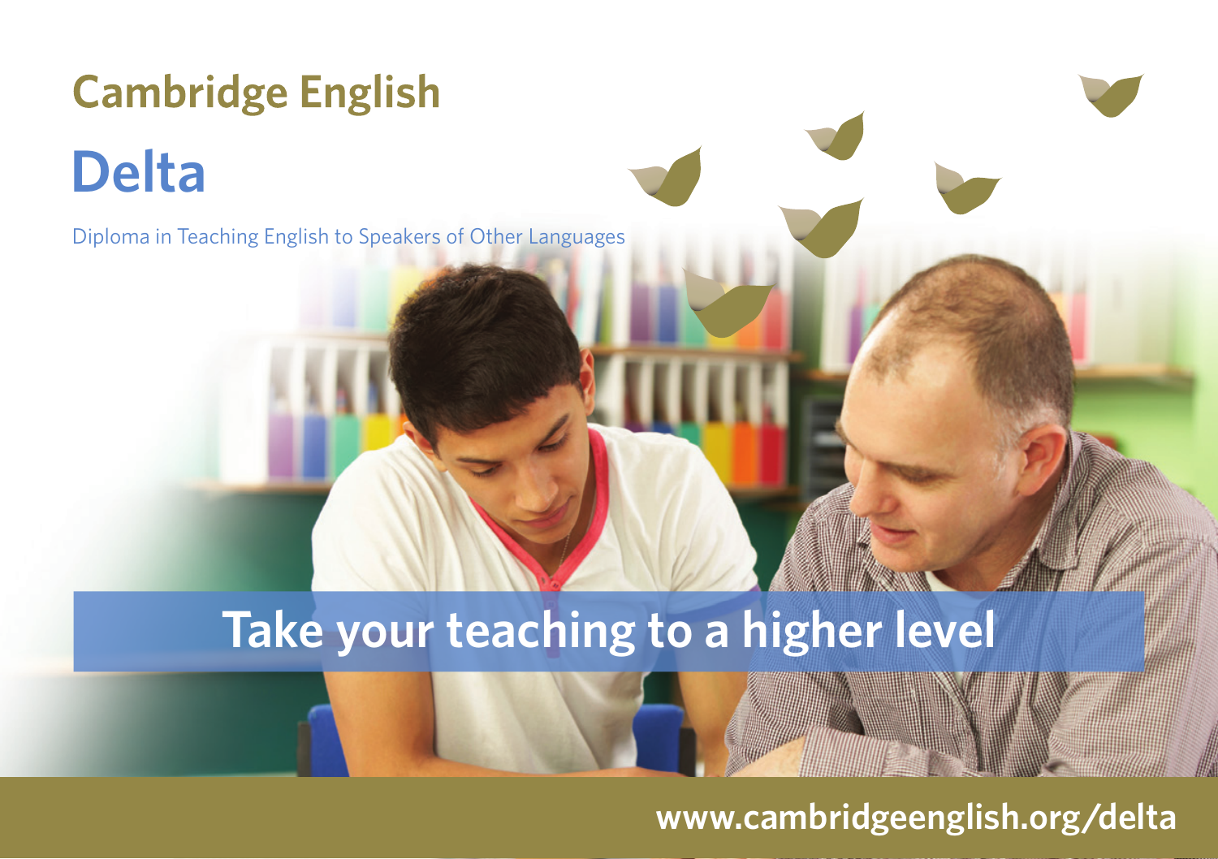# Cambridge English

# Delta

Diploma in Teaching English to Speakers of Other Languages

## Take your teaching to a higher level

www.cambridgeenglish.org/delta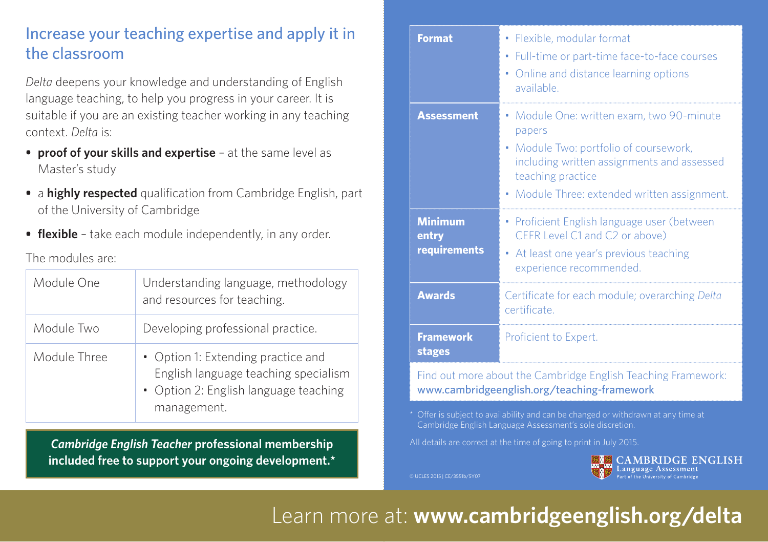## Increase your teaching expertise and apply it in the classroom

*Delta* deepens your knowledge and understanding of English language teaching, to help you progress in your career. It is suitable if you are an existing teacher working in any teaching context. *Delta* is:

- **proof of your skills and expertise** – at the same level as Master's study
- a **highly respected** qualification from Cambridge English, part of the University of Cambridge
- **flexible** – take each module independently, in any order.

The modules are:

| | |
|---|---|
| Module One | Understanding language, methodology and resources for teaching. |
| Module Two | Developing professional practice. |
| Module Three | • Option 1: Extending practice and English language teaching specialism<br>• Option 2: English language teaching management. |

***Cambridge English Teacher*** **professional membership included free to support your ongoing development.***

| | |
|---|---|
| **Format** | • Flexible, modular format<br>• Full-time or part-time face-to-face courses<br>• Online and distance learning options available. |
| **Assessment** | • Module One: written exam, two 90-minute papers<br>• Module Two: portfolio of coursework, including written assignments and assessed teaching practice<br>• Module Three: extended written assignment. |
| **Minimum entry requirements** | • Proficient English language user (between CEFR Level C1 and C2 or above)<br>• At least one year's previous teaching experience recommended. |
| **Awards** | Certificate for each module; overarching *Delta* certificate. |
| **Framework stages** | Proficient to Expert. |

Find out more about the Cambridge English Teaching Framework: www.cambridgeenglish.org/teaching-framework

\* Offer is subject to availability and can be changed or withdrawn at any time at Cambridge English Language Assessment's sole discretion.

All details are correct at the time of going to print in July 2015.

© UCLES 2015 | CE/3551b/5Y07

CAMBRIDGE ENGLISH
Language Assessment
Part of the University of Cambridge

Learn more at: **www.cambridgeenglish.org/delta**